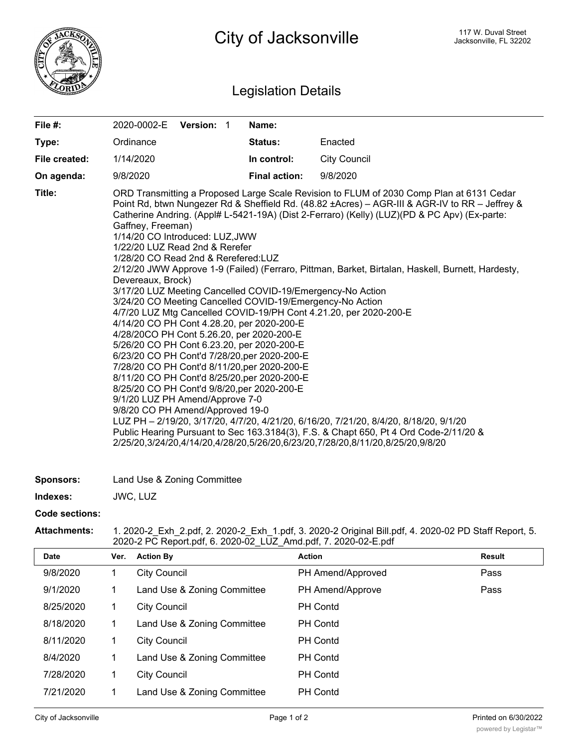# City of Jacksonville

117 W. Duval Street
Jacksonville, FL 32202

## Legislation Details

| | | | |
|---|---|---|---|
| **File #:** | 2020-0002-E **Version:** 1 | **Name:** | |
| **Type:** | Ordinance | **Status:** | Enacted |
| **File created:** | 1/14/2020 | **In control:** | City Council |
| **On agenda:** | 9/8/2020 | **Final action:** | 9/8/2020 |

**Title:** ORD Transmitting a Proposed Large Scale Revision to FLUM of 2030 Comp Plan at 6131 Cedar Point Rd, btwn Nungezer Rd & Sheffield Rd. (48.82 ±Acres) – AGR-III & AGR-IV to RR – Jeffrey & Catherine Andring. (Appl# L-5421-19A) (Dist 2-Ferraro) (Kelly) (LUZ)(PD & PC Apv) (Ex-parte: Gaffney, Freeman)
1/14/20 CO Introduced: LUZ,JWW
1/22/20 LUZ Read 2nd & Rerefer
1/28/20 CO Read 2nd & Rerefered:LUZ
2/12/20 JWW Approve 1-9 (Failed) (Ferraro, Pittman, Barket, Birtalan, Haskell, Burnett, Hardesty, Devereaux, Brock)
3/17/20 LUZ Meeting Cancelled COVID-19/Emergency-No Action
3/24/20 CO Meeting Cancelled COVID-19/Emergency-No Action
4/7/20 LUZ Mtg Cancelled COVID-19/PH Cont 4.21.20, per 2020-200-E
4/14/20 CO PH Cont 4.28.20, per 2020-200-E
4/28/20CO PH Cont 5.26.20, per 2020-200-E
5/26/20 CO PH Cont 6.23.20, per 2020-200-E
6/23/20 CO PH Cont'd 7/28/20,per 2020-200-E
7/28/20 CO PH Cont'd 8/11/20,per 2020-200-E
8/11/20 CO PH Cont'd 8/25/20,per 2020-200-E
8/25/20 CO PH Cont'd 9/8/20,per 2020-200-E
9/1/20 LUZ PH Amend/Approve 7-0
9/8/20 CO PH Amend/Approved 19-0
LUZ PH – 2/19/20, 3/17/20, 4/7/20, 4/21/20, 6/16/20, 7/21/20, 8/4/20, 8/18/20, 9/1/20
Public Hearing Pursuant to Sec 163.3184(3), F.S. & Chapt 650, Pt 4 Ord Code-2/11/20 & 2/25/20,3/24/20,4/14/20,4/28/20,5/26/20,6/23/20,7/28/20,8/11/20,8/25/20,9/8/20

**Sponsors:** Land Use & Zoning Committee

**Indexes:** JWC, LUZ

**Code sections:**

**Attachments:** 1. 2020-2_Exh_2.pdf, 2. 2020-2_Exh_1.pdf, 3. 2020-2 Original Bill.pdf, 4. 2020-02 PD Staff Report, 5. 2020-2 PC Report.pdf, 6. 2020-02_LUZ_Amd.pdf, 7. 2020-02-E.pdf

| Date | Ver. | Action By | Action | Result |
|---|---|---|---|---|
| 9/8/2020 | 1 | City Council | PH Amend/Approved | Pass |
| 9/1/2020 | 1 | Land Use & Zoning Committee | PH Amend/Approve | Pass |
| 8/25/2020 | 1 | City Council | PH Contd | |
| 8/18/2020 | 1 | Land Use & Zoning Committee | PH Contd | |
| 8/11/2020 | 1 | City Council | PH Contd | |
| 8/4/2020 | 1 | Land Use & Zoning Committee | PH Contd | |
| 7/28/2020 | 1 | City Council | PH Contd | |
| 7/21/2020 | 1 | Land Use & Zoning Committee | PH Contd | |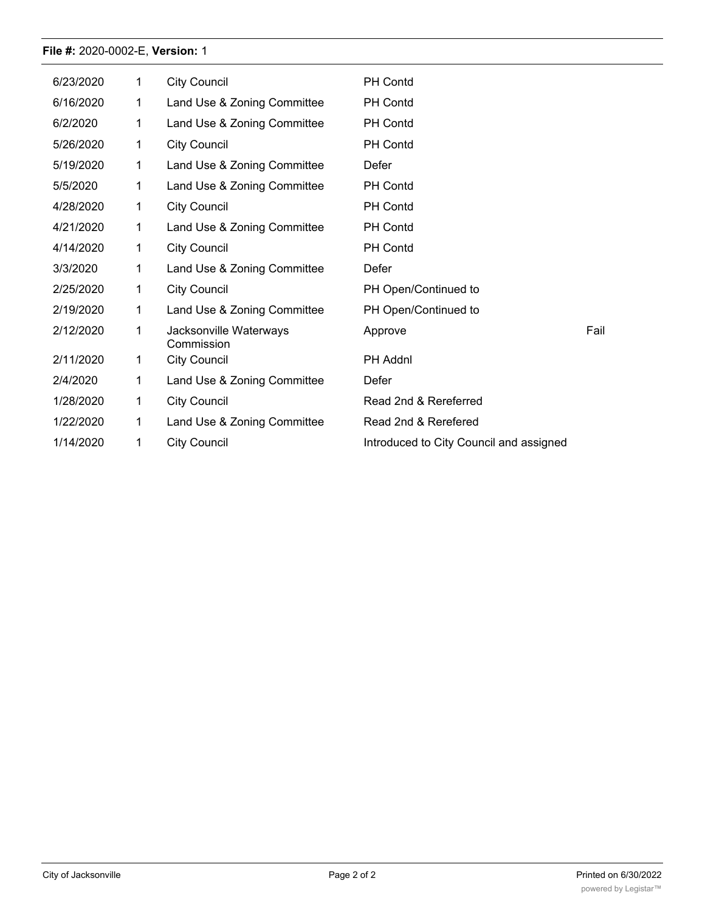**File #:** 2020-0002-E, **Version:** 1

| | | | | |
|---|---|---|---|---|
| 6/23/2020 | 1 | City Council | PH Contd | |
| 6/16/2020 | 1 | Land Use & Zoning Committee | PH Contd | |
| 6/2/2020 | 1 | Land Use & Zoning Committee | PH Contd | |
| 5/26/2020 | 1 | City Council | PH Contd | |
| 5/19/2020 | 1 | Land Use & Zoning Committee | Defer | |
| 5/5/2020 | 1 | Land Use & Zoning Committee | PH Contd | |
| 4/28/2020 | 1 | City Council | PH Contd | |
| 4/21/2020 | 1 | Land Use & Zoning Committee | PH Contd | |
| 4/14/2020 | 1 | City Council | PH Contd | |
| 3/3/2020 | 1 | Land Use & Zoning Committee | Defer | |
| 2/25/2020 | 1 | City Council | PH Open/Continued to | |
| 2/19/2020 | 1 | Land Use & Zoning Committee | PH Open/Continued to | |
| 2/12/2020 | 1 | Jacksonville Waterways Commission | Approve | Fail |
| 2/11/2020 | 1 | City Council | PH Addnl | |
| 2/4/2020 | 1 | Land Use & Zoning Committee | Defer | |
| 1/28/2020 | 1 | City Council | Read 2nd & Rereferred | |
| 1/22/2020 | 1 | Land Use & Zoning Committee | Read 2nd & Rerefered | |
| 1/14/2020 | 1 | City Council | Introduced to City Council and assigned | |